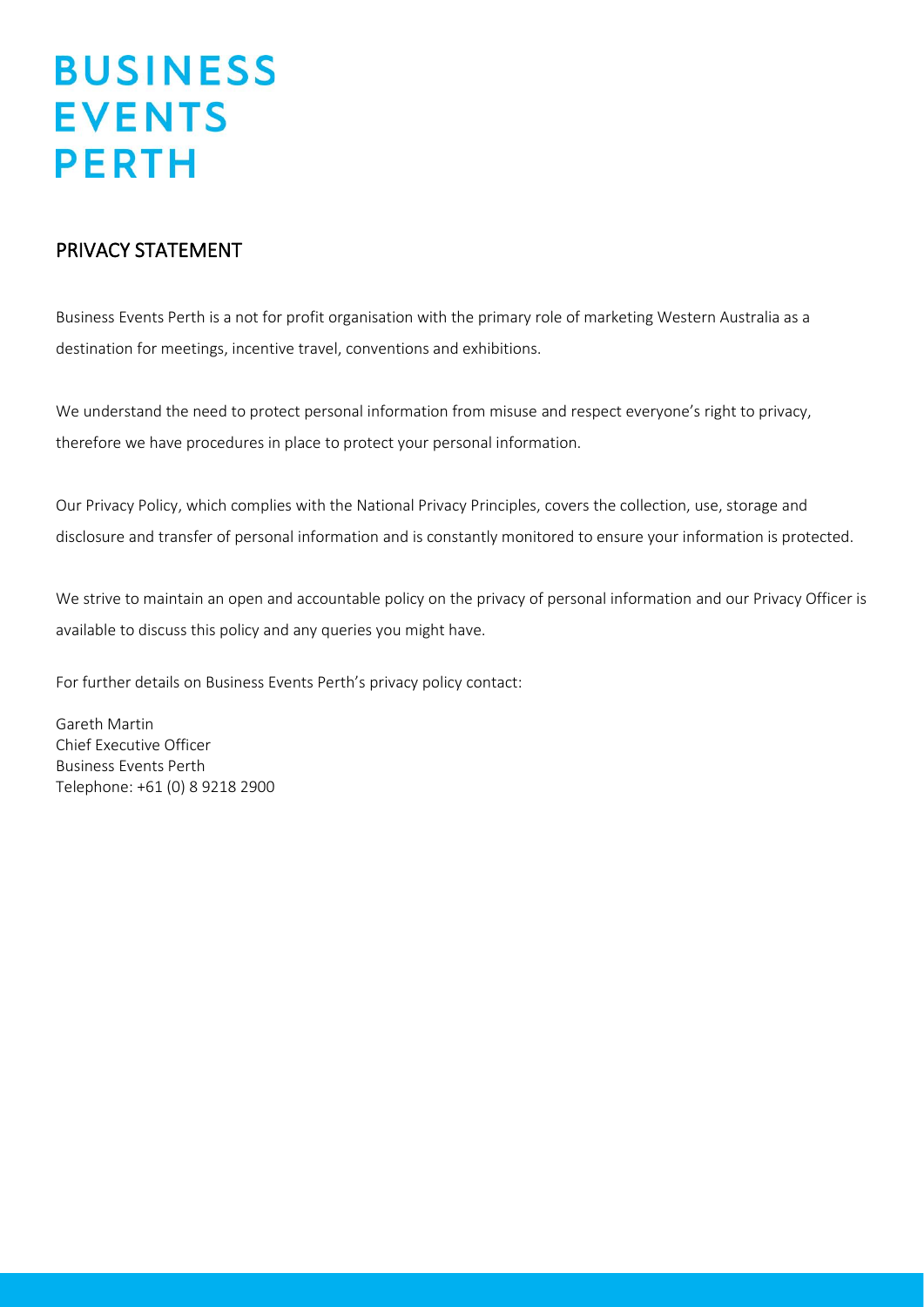# BUSINESS EVENTS PERTH

## PRIVACY STATEMENT

Business Events Perth is a not for profit organisation with the primary role of marketing Western Australia as a destination for meetings, incentive travel, conventions and exhibitions.

We understand the need to protect personal information from misuse and respect everyone's right to privacy, therefore we have procedures in place to protect your personal information.

Our Privacy Policy, which complies with the National Privacy Principles, covers the collection, use, storage and disclosure and transfer of personal information and is constantly monitored to ensure your information is protected.

We strive to maintain an open and accountable policy on the privacy of personal information and our Privacy Officer is available to discuss this policy and any queries you might have.

For further details on Business Events Perth's privacy policy contact:

Gareth Martin  
Chief Executive Officer  
Business Events Perth  
Telephone: +61 (0) 8 9218 2900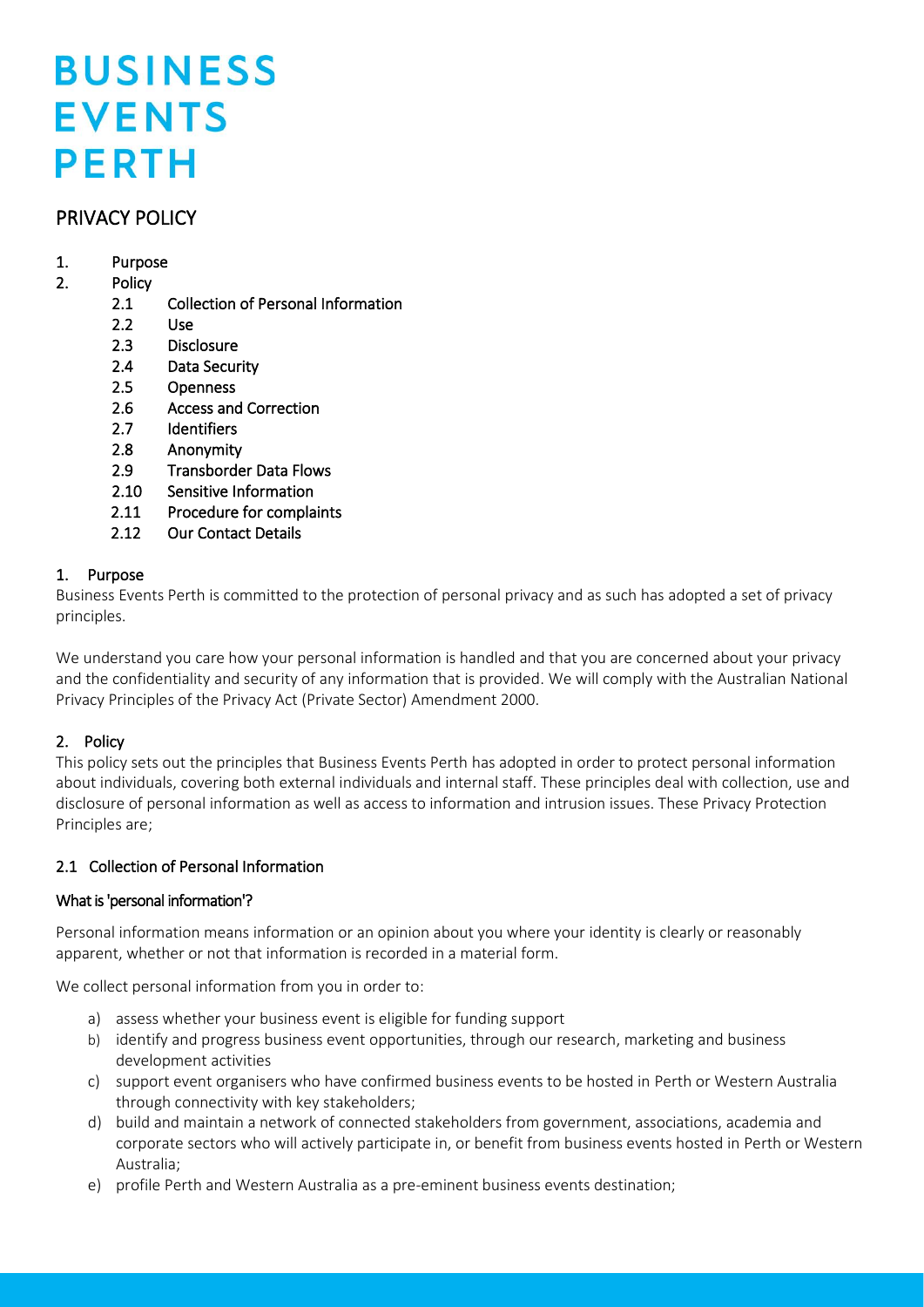# BUSINESS EVENTS PERTH

## PRIVACY POLICY

1. Purpose
2. Policy
    - 2.1 Collection of Personal Information
    - 2.2 Use
    - 2.3 Disclosure
    - 2.4 Data Security
    - 2.5 Openness
    - 2.6 Access and Correction
    - 2.7 Identifiers
    - 2.8 Anonymity
    - 2.9 Transborder Data Flows
    - 2.10 Sensitive Information
    - 2.11 Procedure for complaints
    - 2.12 Our Contact Details

### 1. Purpose

Business Events Perth is committed to the protection of personal privacy and as such has adopted a set of privacy principles.

We understand you care how your personal information is handled and that you are concerned about your privacy and the confidentiality and security of any information that is provided. We will comply with the Australian National Privacy Principles of the Privacy Act (Private Sector) Amendment 2000.

### 2. Policy

This policy sets out the principles that Business Events Perth has adopted in order to protect personal information about individuals, covering both external individuals and internal staff. These principles deal with collection, use and disclosure of personal information as well as access to information and intrusion issues. These Privacy Protection Principles are;

#### 2.1 Collection of Personal Information

**What is 'personal information'?**

Personal information means information or an opinion about you where your identity is clearly or reasonably apparent, whether or not that information is recorded in a material form.

We collect personal information from you in order to:

a) assess whether your business event is eligible for funding support
b) identify and progress business event opportunities, through our research, marketing and business development activities
c) support event organisers who have confirmed business events to be hosted in Perth or Western Australia through connectivity with key stakeholders;
d) build and maintain a network of connected stakeholders from government, associations, academia and corporate sectors who will actively participate in, or benefit from business events hosted in Perth or Western Australia;
e) profile Perth and Western Australia as a pre-eminent business events destination;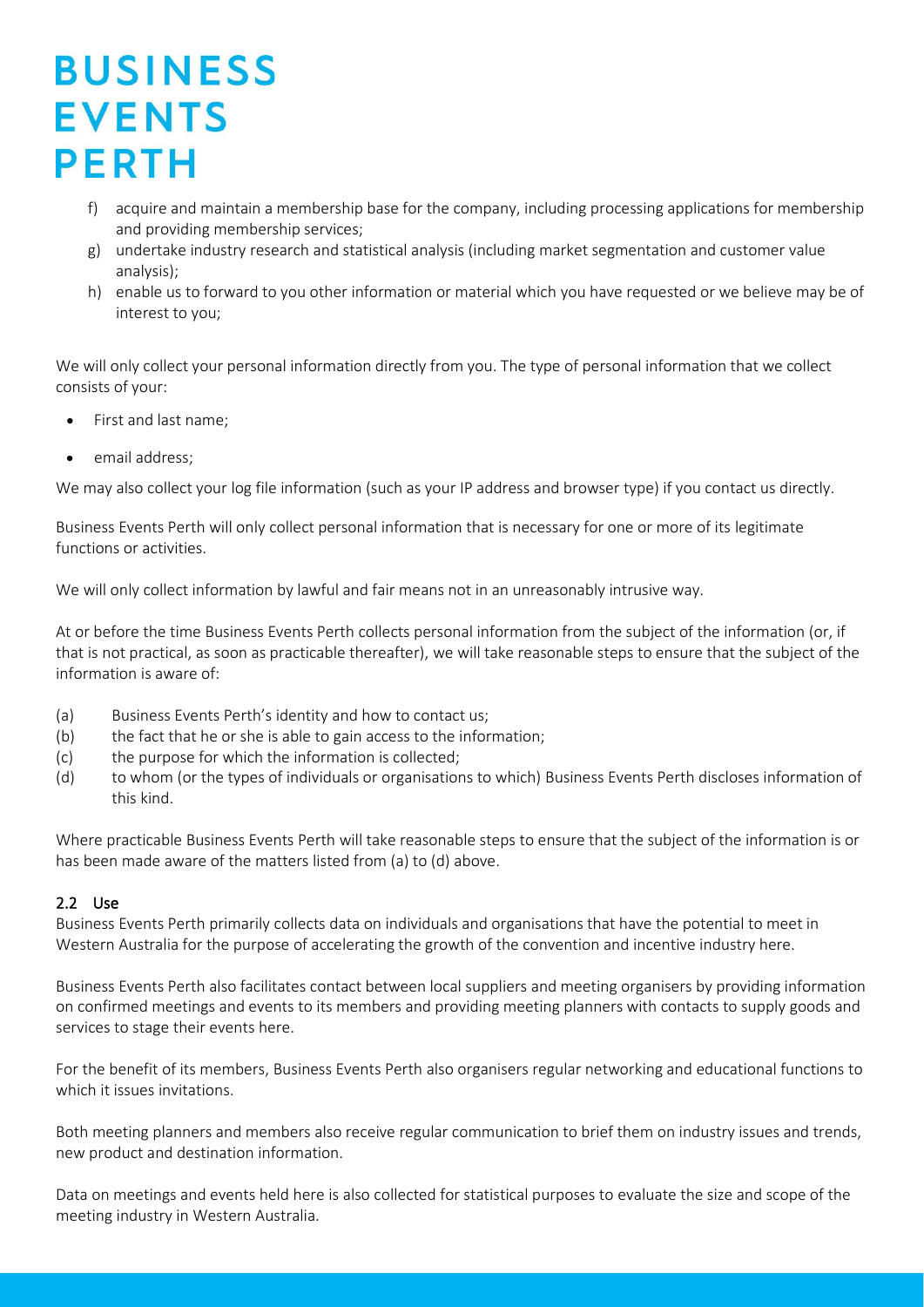f) acquire and maintain a membership base for the company, including processing applications for membership and providing membership services;
g) undertake industry research and statistical analysis (including market segmentation and customer value analysis);
h) enable us to forward to you other information or material which you have requested or we believe may be of interest to you;

We will only collect your personal information directly from you. The type of personal information that we collect consists of your:

- First and last name;
- email address;

We may also collect your log file information (such as your IP address and browser type) if you contact us directly.

Business Events Perth will only collect personal information that is necessary for one or more of its legitimate functions or activities.

We will only collect information by lawful and fair means not in an unreasonably intrusive way.

At or before the time Business Events Perth collects personal information from the subject of the information (or, if that is not practical, as soon as practicable thereafter), we will take reasonable steps to ensure that the subject of the information is aware of:

(a) Business Events Perth's identity and how to contact us;
(b) the fact that he or she is able to gain access to the information;
(c) the purpose for which the information is collected;
(d) to whom (or the types of individuals or organisations to which) Business Events Perth discloses information of this kind.

Where practicable Business Events Perth will take reasonable steps to ensure that the subject of the information is or has been made aware of the matters listed from (a) to (d) above.

### 2.2 Use

Business Events Perth primarily collects data on individuals and organisations that have the potential to meet in Western Australia for the purpose of accelerating the growth of the convention and incentive industry here.

Business Events Perth also facilitates contact between local suppliers and meeting organisers by providing information on confirmed meetings and events to its members and providing meeting planners with contacts to supply goods and services to stage their events here.

For the benefit of its members, Business Events Perth also organisers regular networking and educational functions to which it issues invitations.

Both meeting planners and members also receive regular communication to brief them on industry issues and trends, new product and destination information.

Data on meetings and events held here is also collected for statistical purposes to evaluate the size and scope of the meeting industry in Western Australia.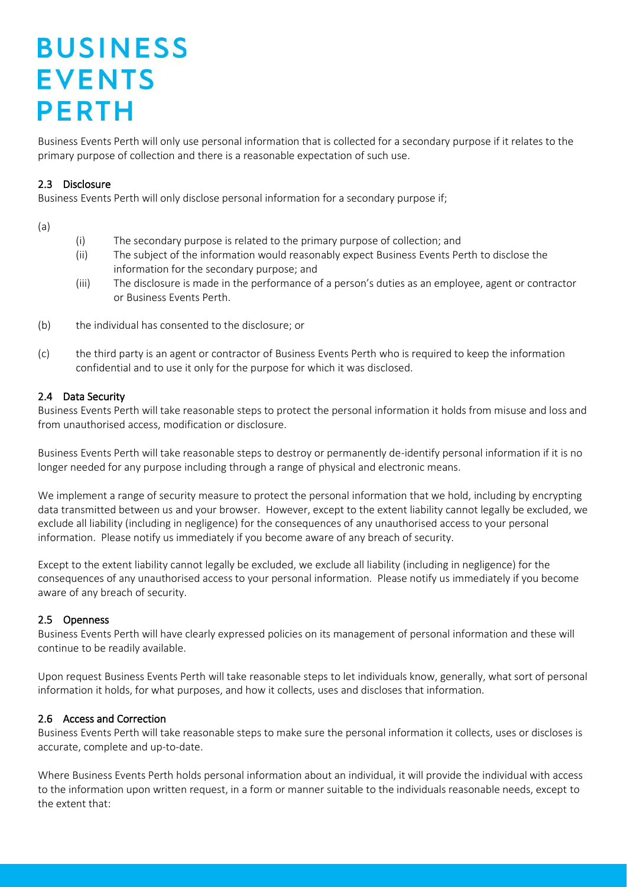Business Events Perth will only use personal information that is collected for a secondary purpose if it relates to the primary purpose of collection and there is a reasonable expectation of such use.

### 2.3 Disclosure

Business Events Perth will only disclose personal information for a secondary purpose if;

(a)

- (i) The secondary purpose is related to the primary purpose of collection; and
- (ii) The subject of the information would reasonably expect Business Events Perth to disclose the information for the secondary purpose; and
- (iii) The disclosure is made in the performance of a person's duties as an employee, agent or contractor or Business Events Perth.

(b) the individual has consented to the disclosure; or

(c) the third party is an agent or contractor of Business Events Perth who is required to keep the information confidential and to use it only for the purpose for which it was disclosed.

### 2.4 Data Security

Business Events Perth will take reasonable steps to protect the personal information it holds from misuse and loss and from unauthorised access, modification or disclosure.

Business Events Perth will take reasonable steps to destroy or permanently de-identify personal information if it is no longer needed for any purpose including through a range of physical and electronic means.

We implement a range of security measure to protect the personal information that we hold, including by encrypting data transmitted between us and your browser. However, except to the extent liability cannot legally be excluded, we exclude all liability (including in negligence) for the consequences of any unauthorised access to your personal information. Please notify us immediately if you become aware of any breach of security.

Except to the extent liability cannot legally be excluded, we exclude all liability (including in negligence) for the consequences of any unauthorised access to your personal information. Please notify us immediately if you become aware of any breach of security.

### 2.5 Openness

Business Events Perth will have clearly expressed policies on its management of personal information and these will continue to be readily available.

Upon request Business Events Perth will take reasonable steps to let individuals know, generally, what sort of personal information it holds, for what purposes, and how it collects, uses and discloses that information.

### 2.6 Access and Correction

Business Events Perth will take reasonable steps to make sure the personal information it collects, uses or discloses is accurate, complete and up-to-date.

Where Business Events Perth holds personal information about an individual, it will provide the individual with access to the information upon written request, in a form or manner suitable to the individuals reasonable needs, except to the extent that: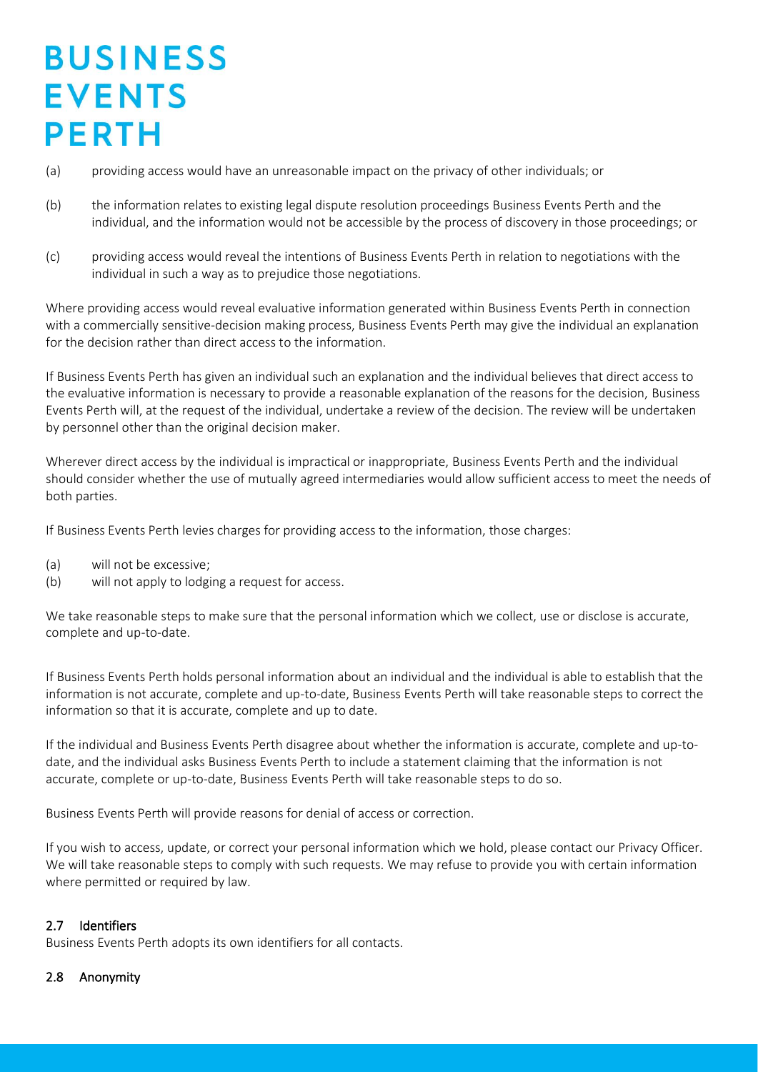(a) providing access would have an unreasonable impact on the privacy of other individuals; or

(b) the information relates to existing legal dispute resolution proceedings Business Events Perth and the individual, and the information would not be accessible by the process of discovery in those proceedings; or

(c) providing access would reveal the intentions of Business Events Perth in relation to negotiations with the individual in such a way as to prejudice those negotiations.

Where providing access would reveal evaluative information generated within Business Events Perth in connection with a commercially sensitive-decision making process, Business Events Perth may give the individual an explanation for the decision rather than direct access to the information.

If Business Events Perth has given an individual such an explanation and the individual believes that direct access to the evaluative information is necessary to provide a reasonable explanation of the reasons for the decision, Business Events Perth will, at the request of the individual, undertake a review of the decision. The review will be undertaken by personnel other than the original decision maker.

Wherever direct access by the individual is impractical or inappropriate, Business Events Perth and the individual should consider whether the use of mutually agreed intermediaries would allow sufficient access to meet the needs of both parties.

If Business Events Perth levies charges for providing access to the information, those charges:

(a) will not be excessive;
(b) will not apply to lodging a request for access.

We take reasonable steps to make sure that the personal information which we collect, use or disclose is accurate, complete and up-to-date.

If Business Events Perth holds personal information about an individual and the individual is able to establish that the information is not accurate, complete and up-to-date, Business Events Perth will take reasonable steps to correct the information so that it is accurate, complete and up to date.

If the individual and Business Events Perth disagree about whether the information is accurate, complete and up-to-date, and the individual asks Business Events Perth to include a statement claiming that the information is not accurate, complete or up-to-date, Business Events Perth will take reasonable steps to do so.

Business Events Perth will provide reasons for denial of access or correction.

If you wish to access, update, or correct your personal information which we hold, please contact our Privacy Officer. We will take reasonable steps to comply with such requests. We may refuse to provide you with certain information where permitted or required by law.

### 2.7 Identifiers

Business Events Perth adopts its own identifiers for all contacts.

### 2.8 Anonymity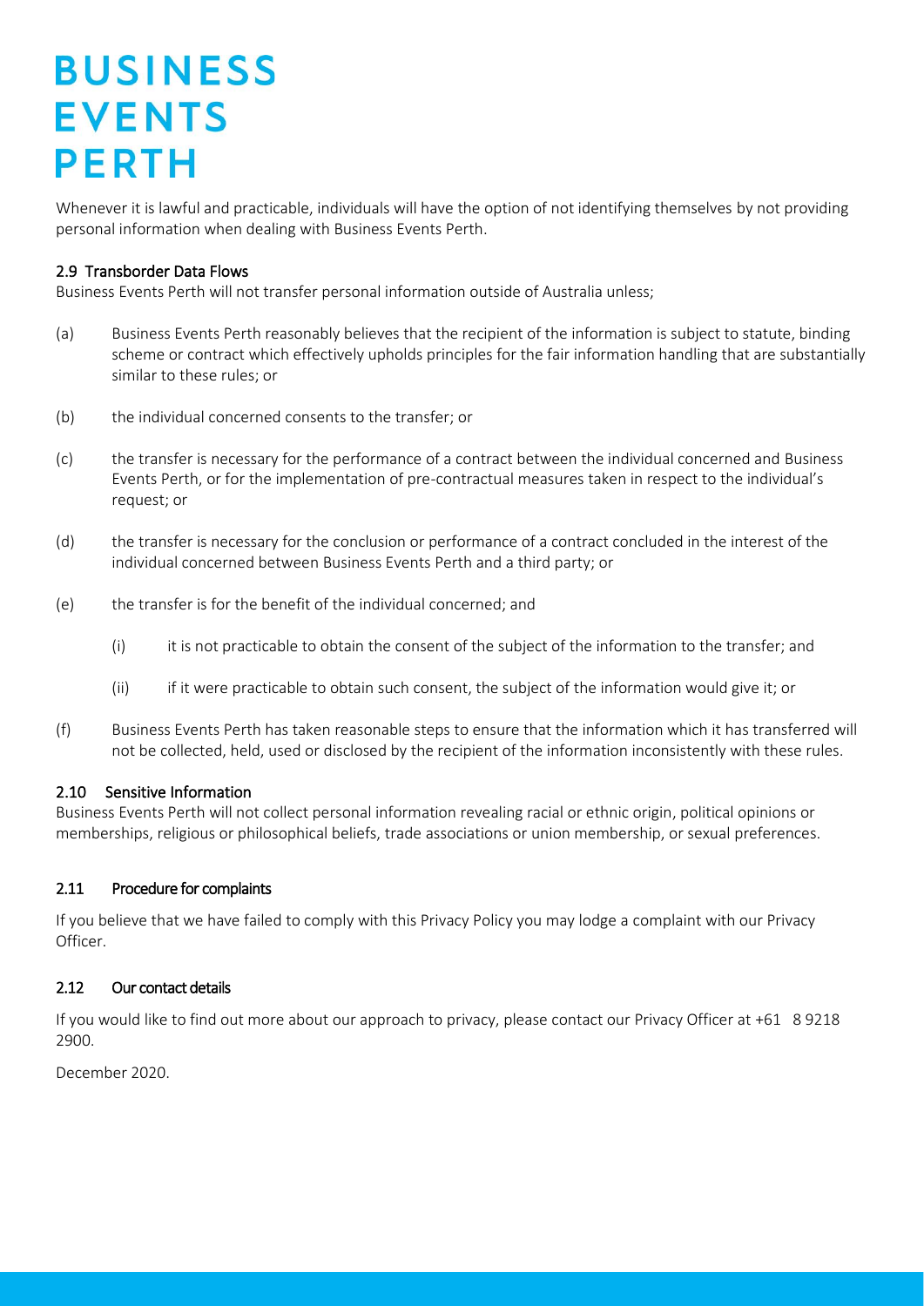Whenever it is lawful and practicable, individuals will have the option of not identifying themselves by not providing personal information when dealing with Business Events Perth.

### 2.9 Transborder Data Flows

Business Events Perth will not transfer personal information outside of Australia unless;

(a) Business Events Perth reasonably believes that the recipient of the information is subject to statute, binding scheme or contract which effectively upholds principles for the fair information handling that are substantially similar to these rules; or

(b) the individual concerned consents to the transfer; or

(c) the transfer is necessary for the performance of a contract between the individual concerned and Business Events Perth, or for the implementation of pre-contractual measures taken in respect to the individual's request; or

(d) the transfer is necessary for the conclusion or performance of a contract concluded in the interest of the individual concerned between Business Events Perth and a third party; or

(e) the transfer is for the benefit of the individual concerned; and

  (i) it is not practicable to obtain the consent of the subject of the information to the transfer; and

  (ii) if it were practicable to obtain such consent, the subject of the information would give it; or

(f) Business Events Perth has taken reasonable steps to ensure that the information which it has transferred will not be collected, held, used or disclosed by the recipient of the information inconsistently with these rules.

### 2.10 Sensitive Information

Business Events Perth will not collect personal information revealing racial or ethnic origin, political opinions or memberships, religious or philosophical beliefs, trade associations or union membership, or sexual preferences.

### 2.11 Procedure for complaints

If you believe that we have failed to comply with this Privacy Policy you may lodge a complaint with our Privacy Officer.

### 2.12 Our contact details

If you would like to find out more about our approach to privacy, please contact our Privacy Officer at +61 8 9218 2900.

December 2020.